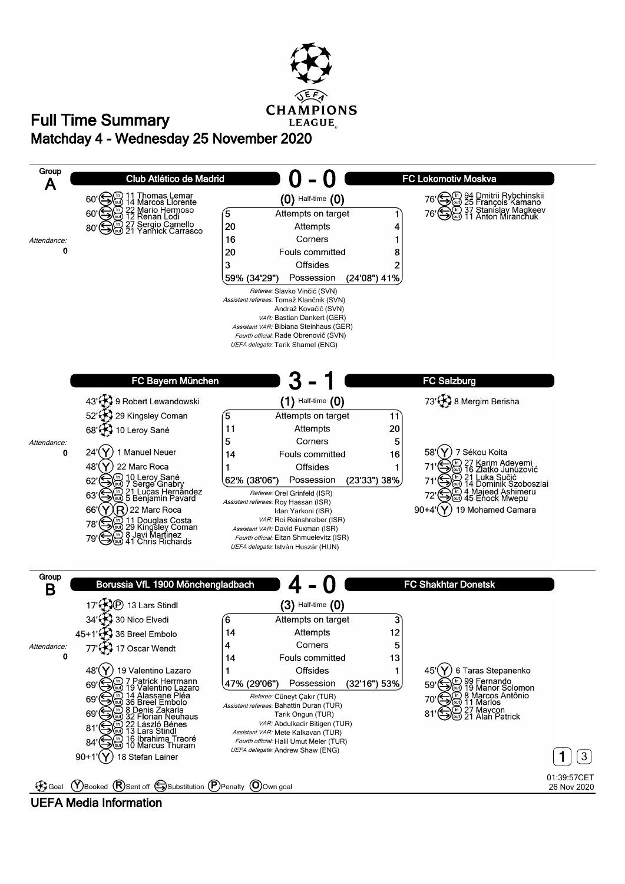# Full Time Summary

## Matchday 4 - Wednesday 25 November 2020

UEFA CHAMPIONS LEAGUE

---

## Group A

### Club Atlético de Madrid 0 - 0 FC Lokomotiv Moskva

(0) Half-time (0)

**Club Atlético de Madrid**

- 60' Substitution: in 11 Thomas Lemar, out 14 Marcos Llorente
- 60' Substitution: in 22 Mario Hermoso, out 12 Renan Lodi
- 80' Substitution: in 27 Sergio Camello, out 21 Yannick Carrasco

**FC Lokomotiv Moskva**

- 76' Substitution: in 94 Dmitrii Rybchinskii, out 25 François Kamano
- 76' Substitution: in 37 Stanislav Magkeev, out 11 Anton Miranchuk

Attendance: 0

| Club Atlético de Madrid | | FC Lokomotiv Moskva |
|---|---|---|
| 5 | Attempts on target | 1 |
| 20 | Attempts | 4 |
| 16 | Corners | 1 |
| 20 | Fouls committed | 8 |
| 3 | Offsides | 2 |
| 59% (34'29") | Possession | (24'08") 41% |

*Referee:* Slavko Vinčić (SVN)
*Assistant referees:* Tomaž Klančnik (SVN), Andraž Kovačič (SVN)
*VAR:* Bastian Dankert (GER)
*Assistant VAR:* Bibiana Steinhaus (GER)
*Fourth official:* Rade Obrenovič (SVN)
*UEFA delegate:* Tarik Shamel (ENG)

---

### FC Bayern München 3 - 1 FC Salzburg

(1) Half-time (0)

**FC Bayern München**

- 43' Goal: 9 Robert Lewandowski
- 52' Goal: 29 Kingsley Coman
- 68' Goal: 10 Leroy Sané
- 24' Booked: 1 Manuel Neuer
- 48' Booked: 22 Marc Roca
- 62' Substitution: in 10 Leroy Sané, out 7 Serge Gnabry
- 63' Substitution: in 21 Lucas Hernández, out 5 Benjamin Pavard
- 66' Booked, Sent off: 22 Marc Roca
- 78' Substitution: in 11 Douglas Costa, out 29 Kingsley Coman
- 79' Substitution: in 8 Javi Martínez, out 41 Chris Richards

**FC Salzburg**

- 73' Goal: 8 Mergim Berisha
- 58' Booked: 7 Sékou Koita
- 71' Substitution: in 27 Karim Adeyemi, out 16 Zlatko Junuzović
- 71' Substitution: in 21 Luka Sučić, out 14 Dominik Szoboszlai
- 72' Substitution: in 4 Majeed Ashimeru, out 45 Enock Mwepu
- 90+4' Booked: 19 Mohamed Camara

Attendance: 0

| FC Bayern München | | FC Salzburg |
|---|---|---|
| 5 | Attempts on target | 11 |
| 11 | Attempts | 20 |
| 5 | Corners | 5 |
| 14 | Fouls committed | 16 |
| 1 | Offsides | 1 |
| 62% (38'06") | Possession | (23'33") 38% |

*Referee:* Orel Grinfeld (ISR)
*Assistant referees:* Roy Hassan (ISR), Idan Yarkoni (ISR)
*VAR:* Roi Reinshreiber (ISR)
*Assistant VAR:* David Fuxman (ISR)
*Fourth official:* Eitan Shmuelevitz (ISR)
*UEFA delegate:* István Huszár (HUN)

---

## Group B

### Borussia VfL 1900 Mönchengladbach 4 - 0 FC Shakhtar Donetsk

(3) Half-time (0)

**Borussia VfL 1900 Mönchengladbach**

- 17' Goal (Penalty): 13 Lars Stindl
- 34' Goal: 30 Nico Elvedi
- 45+1' Goal: 36 Breel Embolo
- 77' Goal: 17 Oscar Wendt
- 48' Booked: 19 Valentino Lazaro
- 69' Substitution: in 7 Patrick Herrmann, out 19 Valentino Lazaro
- 69' Substitution: in 14 Alassane Pléa, out 36 Breel Embolo
- 69' Substitution: in 8 Denis Zakaria, out 32 Florian Neuhaus
- 81' Substitution: in 22 László Bénes, out 13 Lars Stindl
- 84' Substitution: in 16 Ibrahima Traoré, out 10 Marcus Thuram
- 90+1' Booked: 18 Stefan Lainer

**FC Shakhtar Donetsk**

- 45' Booked: 6 Taras Stepanenko
- 59' Substitution: in 99 Fernando, out 19 Manor Solomon
- 70' Substitution: in 8 Marcos Antônio, out 11 Marlos
- 81' Substitution: in 27 Maycon, out 21 Alan Patrick

Attendance: 0

| Borussia VfL 1900 Mönchengladbach | | FC Shakhtar Donetsk |
|---|---|---|
| 6 | Attempts on target | 3 |
| 14 | Attempts | 12 |
| 4 | Corners | 5 |
| 14 | Fouls committed | 13 |
| 1 | Offsides | 1 |
| 47% (29'06") | Possession | (32'16") 53% |

*Referee:* Cüneyt Çakır (TUR)
*Assistant referees:* Bahattin Duran (TUR), Tarik Ongun (TUR)
*VAR:* Abdulkadir Bitigen (TUR)
*Assistant VAR:* Mete Kalkavan (TUR)
*Fourth official:* Halil Umut Meler (TUR)
*UEFA delegate:* Andrew Shaw (ENG)

---

Legend: Goal, (Y) Booked, (R) Sent off, Substitution, (P) Penalty, (O) Own goal

01:39:57CET 26 Nov 2020

UEFA Media Information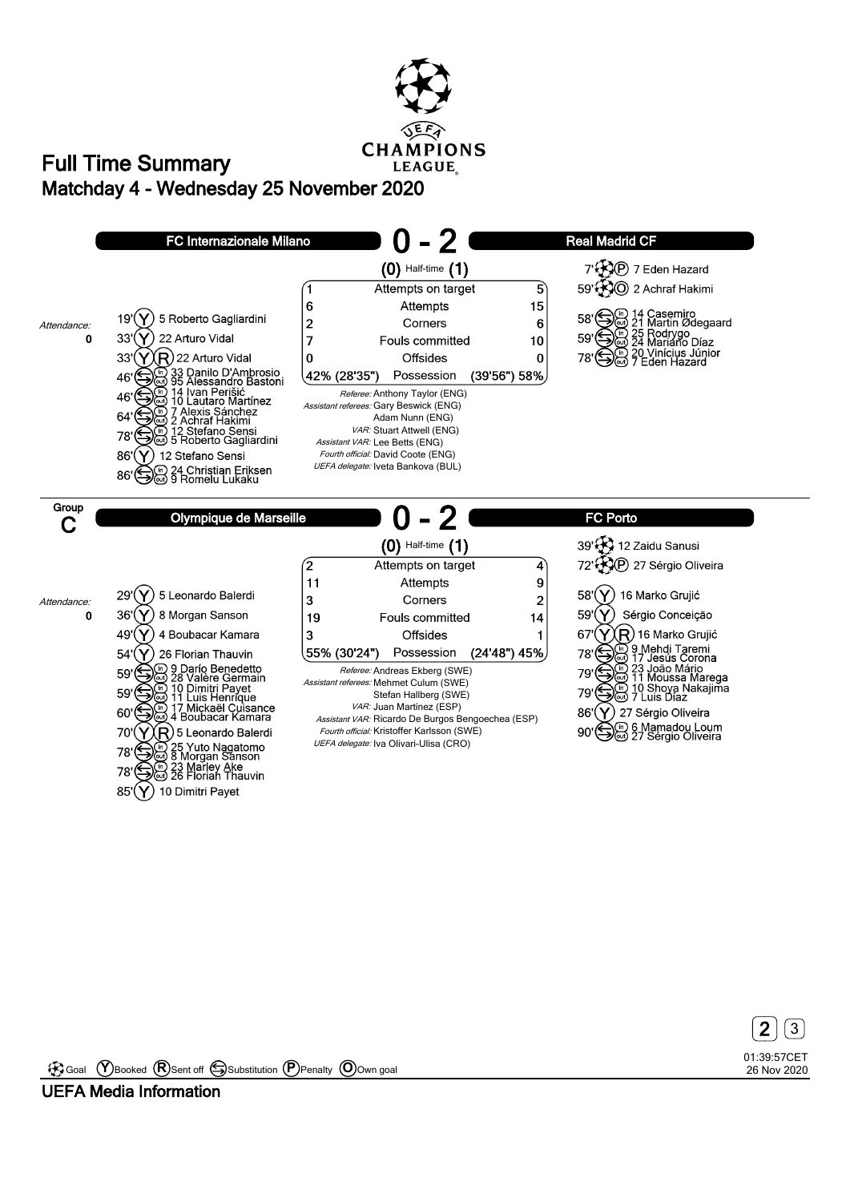# Full Time Summary

## Matchday 4 - Wednesday 25 November 2020

UEFA CHAMPIONS LEAGUE

### FC Internazionale Milano 0 - 2 Real Madrid CF

(0) Half-time (1)

Attendance: 0

**FC Internazionale Milano**

- 19' (Y) 5 Roberto Gagliardini
- 33' (Y) 22 Arturo Vidal
- 33' (Y)(R) 22 Arturo Vidal
- 46' Substitution: in 33 Danilo D'Ambrosio, out 95 Alessandro Bastoni
- 46' Substitution: in 14 Ivan Perišić, out 10 Lautaro Martínez
- 64' Substitution: in 7 Alexis Sánchez, out 2 Achraf Hakimi
- 78' Substitution: in 12 Stefano Sensi, out 5 Roberto Gagliardini
- 86' (Y) 12 Stefano Sensi
- 86' Substitution: in 24 Christian Eriksen, out 9 Romelu Lukaku

**Real Madrid CF**

- 7' Goal (P) 7 Eden Hazard
- 59' Goal (O) 2 Achraf Hakimi
- 58' Substitution: in 14 Casemiro, out 21 Martin Ødegaard
- 59' Substitution: in 25 Rodrygo, out 24 Mariano Díaz
- 78' Substitution: in 20 Vinícius Júnior, out 7 Eden Hazard

| FC Internazionale Milano | | Real Madrid CF |
|---|---|---|
| 1 | Attempts on target | 5 |
| 6 | Attempts | 15 |
| 2 | Corners | 6 |
| 7 | Fouls committed | 10 |
| 0 | Offsides | 0 |
| 42% (28'35") | Possession | (39'56") 58% |

*Referee:* Anthony Taylor (ENG)
*Assistant referees:* Gary Beswick (ENG), Adam Nunn (ENG)
*VAR:* Stuart Attwell (ENG)
*Assistant VAR:* Lee Betts (ENG)
*Fourth official:* David Coote (ENG)
*UEFA delegate:* Iveta Bankova (BUL)

---

### Group C

### Olympique de Marseille 0 - 2 FC Porto

(0) Half-time (1)

Attendance: 0

**Olympique de Marseille**

- 29' (Y) 5 Leonardo Balerdi
- 36' (Y) 8 Morgan Sanson
- 49' (Y) 4 Boubacar Kamara
- 54' (Y) 26 Florian Thauvin
- 59' Substitution: in 9 Darío Benedetto, out 28 Valère Germain
- 59' Substitution: in 10 Dimitri Payet, out 11 Luis Henrique
- 60' Substitution: in 17 Mickaël Cuisance, out 4 Boubacar Kamara
- 70' (Y)(R) 5 Leonardo Balerdi
- 78' Substitution: in 25 Yuto Nagatomo, out 8 Morgan Sanson
- 78' Substitution: in 23 Marley Ake, out 26 Florian Thauvin
- 85' (Y) 10 Dimitri Payet

**FC Porto**

- 39' Goal 12 Zaidu Sanusi
- 72' Goal (P) 27 Sérgio Oliveira
- 58' (Y) 16 Marko Grujić
- 59' (Y) Sérgio Conceição
- 67' (Y)(R) 16 Marko Grujić
- 78' Substitution: in 9 Mehdi Taremi, out 17 Jesús Corona
- 79' Substitution: in 23 João Mário, out 11 Moussa Marega
- 79' Substitution: in 10 Shoya Nakajima, out 7 Luis Díaz
- 86' (Y) 27 Sérgio Oliveira
- 90' Substitution: in 6 Mamadou Loum, out 27 Sérgio Oliveira

| Olympique de Marseille | | FC Porto |
|---|---|---|
| 2 | Attempts on target | 4 |
| 11 | Attempts | 9 |
| 3 | Corners | 2 |
| 19 | Fouls committed | 14 |
| 3 | Offsides | 1 |
| 55% (30'24") | Possession | (24'48") 45% |

*Referee:* Andreas Ekberg (SWE)
*Assistant referees:* Mehmet Culum (SWE), Stefan Hallberg (SWE)
*VAR:* Juan Martínez (ESP)
*Assistant VAR:* Ricardo De Burgos Bengoechea (ESP)
*Fourth official:* Kristoffer Karlsson (SWE)
*UEFA delegate:* Iva Olivari-Ulisa (CRO)

---

Goal (Y) Booked (R) Sent off Substitution (P) Penalty (O) Own goal

01:39:57CET 26 Nov 2020

UEFA Media Information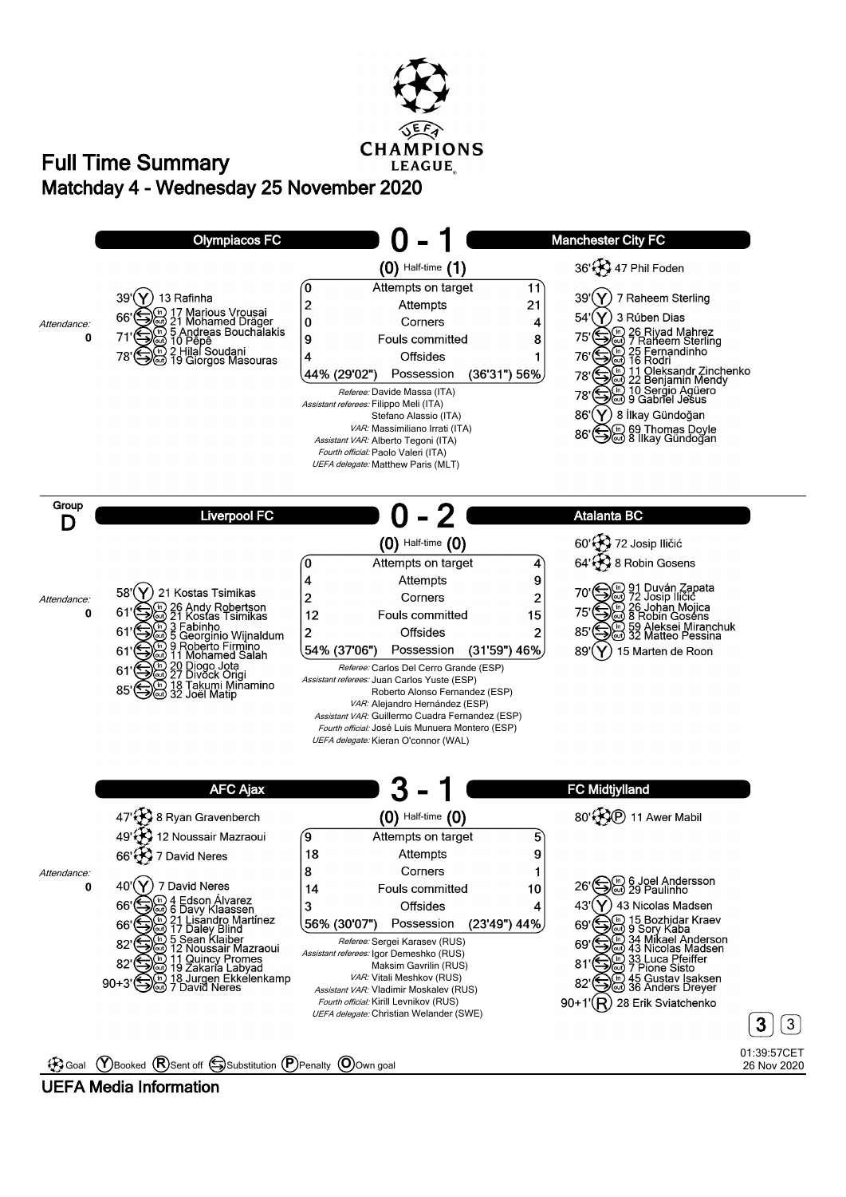# Full Time Summary

## Matchday 4 - Wednesday 25 November 2020

---

### Olympiacos FC 0 - 1 Manchester City FC

(0) Half-time (1)

**Attendance:** 0

**Olympiacos FC**

- 39' (Y) 13 Rafinha
- 66' Substitution: (in) 17 Marious Vrousai, (out) 21 Mohamed Dräger
- 71' Substitution: (in) 5 Andreas Bouchalakis, (out) 10 Pepê
- 78' Substitution: (in) 2 Hilal Soudani, (out) 19 Giorgos Masouras

**Manchester City FC**

- 36' Goal: 47 Phil Foden
- 39' (Y) 7 Raheem Sterling
- 54' (Y) 3 Rúben Dias
- 75' Substitution: (in) 26 Riyad Mahrez, (out) 7 Raheem Sterling
- 76' Substitution: (in) 25 Fernandinho, (out) 16 Rodri
- 78' Substitution: (in) 11 Oleksandr Zinchenko, (out) 22 Benjamin Mendy
- 78' Substitution: (in) 10 Sergio Agüero, (out) 9 Gabriel Jesus
- 86' (Y) 8 İlkay Gündoğan
- 86' Substitution: (in) 69 Thomas Doyle, (out) 8 İlkay Gündoğan

| Olympiacos FC | | Manchester City FC |
|---|---|---|
| 0 | Attempts on target | 11 |
| 2 | Attempts | 21 |
| 0 | Corners | 4 |
| 9 | Fouls committed | 8 |
| 4 | Offsides | 1 |
| 44% (29'02") | Possession | (36'31") 56% |

*Referee:* Davide Massa (ITA)
*Assistant referees:* Filippo Meli (ITA), Stefano Alassio (ITA)
*VAR:* Massimiliano Irrati (ITA)
*Assistant VAR:* Alberto Tegoni (ITA)
*Fourth official:* Paolo Valeri (ITA)
*UEFA delegate:* Matthew Paris (MLT)

---

## Group D

### Liverpool FC 0 - 2 Atalanta BC

(0) Half-time (0)

**Attendance:** 0

**Liverpool FC**

- 58' (Y) 21 Kostas Tsimikas
- 61' Substitution: (in) 26 Andy Robertson, (out) 21 Kostas Tsimikas
- 61' Substitution: (in) 3 Fabinho, (out) 5 Georginio Wijnaldum
- 61' Substitution: (in) 9 Roberto Firmino, (out) 11 Mohamed Salah
- 61' Substitution: (in) 20 Diogo Jota, (out) 27 Divock Origi
- 85' Substitution: (in) 18 Takumi Minamino, (out) 32 Joël Matip

**Atalanta BC**

- 60' Goal: 72 Josip Iličić
- 64' Goal: 8 Robin Gosens
- 70' Substitution: (in) 91 Duván Zapata, (out) 72 Josip Iličić
- 75' Substitution: (in) 26 Johan Mojica, (out) 8 Robin Gosens
- 85' Substitution: (in) 59 Aleksei Miranchuk, (out) 32 Matteo Pessina
- 89' (Y) 15 Marten de Roon

| Liverpool FC | | Atalanta BC |
|---|---|---|
| 0 | Attempts on target | 4 |
| 4 | Attempts | 9 |
| 2 | Corners | 2 |
| 12 | Fouls committed | 15 |
| 2 | Offsides | 2 |
| 54% (37'06") | Possession | (31'59") 46% |

*Referee:* Carlos Del Cerro Grande (ESP)
*Assistant referees:* Juan Carlos Yuste (ESP), Roberto Alonso Fernandez (ESP)
*VAR:* Alejandro Hernández (ESP)
*Assistant VAR:* Guillermo Cuadra Fernandez (ESP)
*Fourth official:* José Luis Munuera Montero (ESP)
*UEFA delegate:* Kieran O'connor (WAL)

---

### AFC Ajax 3 - 1 FC Midtjylland

(0) Half-time (0)

**Attendance:** 0

**AFC Ajax**

- 47' Goal: 8 Ryan Gravenberch
- 49' Goal: 12 Noussair Mazraoui
- 66' Goal: 7 David Neres
- 40' (Y) 7 David Neres
- 66' Substitution: (in) 4 Edson Álvarez, (out) 6 Davy Klaassen
- 66' Substitution: (in) 21 Lisandro Martínez, (out) 17 Daley Blind
- 82' Substitution: (in) 5 Sean Klaiber, (out) 12 Noussair Mazraoui
- 82' Substitution: (in) 11 Quincy Promes, (out) 19 Zakaria Labyad
- 90+3' Substitution: (in) 18 Jurgen Ekkelenkamp, (out) 7 David Neres

**FC Midtjylland**

- 80' Goal (P): 11 Awer Mabil
- 26' Substitution: (in) 6 Joel Andersson, (out) 29 Paulinho
- 43' (Y) 43 Nicolas Madsen
- 69' Substitution: (in) 15 Bozhidar Kraev, (out) 9 Sory Kaba
- 69' Substitution: (in) 34 Mikael Anderson, (out) 43 Nicolas Madsen
- 81' Substitution: (in) 33 Luca Pfeiffer, (out) 7 Pione Sisto
- 82' Substitution: (in) 45 Gustav Isaksen, (out) 36 Anders Dreyer
- 90+1' (R) 28 Erik Sviatchenko

| AFC Ajax | | FC Midtjylland |
|---|---|---|
| 9 | Attempts on target | 5 |
| 18 | Attempts | 9 |
| 8 | Corners | 1 |
| 14 | Fouls committed | 10 |
| 3 | Offsides | 4 |
| 56% (30'07") | Possession | (23'49") 44% |

*Referee:* Sergei Karasev (RUS)
*Assistant referees:* Igor Demeshko (RUS), Maksim Gavrilin (RUS)
*VAR:* Vitali Meshkov (RUS)
*Assistant VAR:* Vladimir Moskalev (RUS)
*Fourth official:* Kirill Levnikov (RUS)
*UEFA delegate:* Christian Welander (SWE)

---

Goal (Y) Booked (R) Sent off Substitution (P) Penalty (O) Own goal

01:39:57CET 26 Nov 2020

UEFA Media Information